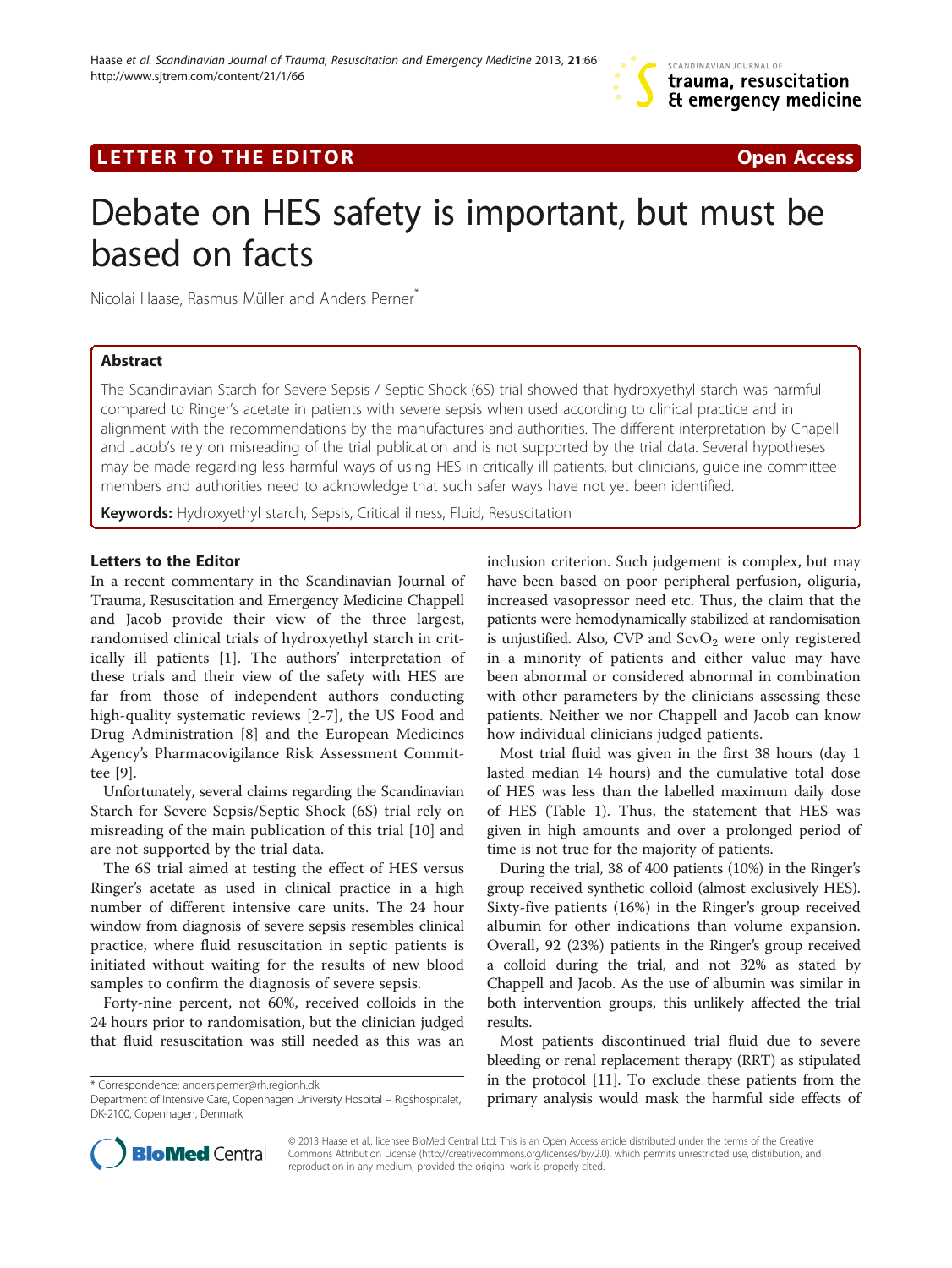LETTER TO THE EDITOR Open Access

# Debate on HES safety is important, but must be based on facts

Nicolai Haase, Rasmus Müller and Anders Perner*

## Abstract

The Scandinavian Starch for Severe Sepsis / Septic Shock (6S) trial showed that hydroxyethyl starch was harmful compared to Ringer's acetate in patients with severe sepsis when used according to clinical practice and in alignment with the recommendations by the manufactures and authorities. The different interpretation by Chapell and Jacob's rely on misreading of the trial publication and is not supported by the trial data. Several hypotheses may be made regarding less harmful ways of using HES in critically ill patients, but clinicians, guideline committee members and authorities need to acknowledge that such safer ways have not yet been identified.

**Keywords:** Hydroxyethyl starch, Sepsis, Critical illness, Fluid, Resuscitation

## Letters to the Editor

In a recent commentary in the Scandinavian Journal of Trauma, Resuscitation and Emergency Medicine Chappell and Jacob provide their view of the three largest, randomised clinical trials of hydroxyethyl starch in critically ill patients [1]. The authors' interpretation of these trials and their view of the safety with HES are far from those of independent authors conducting high-quality systematic reviews [2-7], the US Food and Drug Administration [8] and the European Medicines Agency's Pharmacovigilance Risk Assessment Committee [9].

Unfortunately, several claims regarding the Scandinavian Starch for Severe Sepsis/Septic Shock (6S) trial rely on misreading of the main publication of this trial [10] and are not supported by the trial data.

The 6S trial aimed at testing the effect of HES versus Ringer's acetate as used in clinical practice in a high number of different intensive care units. The 24 hour window from diagnosis of severe sepsis resembles clinical practice, where fluid resuscitation in septic patients is initiated without waiting for the results of new blood samples to confirm the diagnosis of severe sepsis.

Forty-nine percent, not 60%, received colloids in the 24 hours prior to randomisation, but the clinician judged that fluid resuscitation was still needed as this was an inclusion criterion. Such judgement is complex, but may have been based on poor peripheral perfusion, oliguria, increased vasopressor need etc. Thus, the claim that the patients were hemodynamically stabilized at randomisation is unjustified. Also, CVP and $ScvO_2$ were only registered in a minority of patients and either value may have been abnormal or considered abnormal in combination with other parameters by the clinicians assessing these patients. Neither we nor Chappell and Jacob can know how individual clinicians judged patients.

Most trial fluid was given in the first 38 hours (day 1 lasted median 14 hours) and the cumulative total dose of HES was less than the labelled maximum daily dose of HES (Table 1). Thus, the statement that HES was given in high amounts and over a prolonged period of time is not true for the majority of patients.

During the trial, 38 of 400 patients (10%) in the Ringer's group received synthetic colloid (almost exclusively HES). Sixty-five patients (16%) in the Ringer's group received albumin for other indications than volume expansion. Overall, 92 (23%) patients in the Ringer's group received a colloid during the trial, and not 32% as stated by Chappell and Jacob. As the use of albumin was similar in both intervention groups, this unlikely affected the trial results.

Most patients discontinued trial fluid due to severe bleeding or renal replacement therapy (RRT) as stipulated in the protocol [11]. To exclude these patients from the primary analysis would mask the harmful side effects of

\* Correspondence: anders.perner@rh.regionh.dk
Department of Intensive Care, Copenhagen University Hospital – Rigshospitalet, DK-2100, Copenhagen, Denmark

© 2013 Haase et al.; licensee BioMed Central Ltd. This is an Open Access article distributed under the terms of the Creative Commons Attribution License (http://creativecommons.org/licenses/by/2.0), which permits unrestricted use, distribution, and reproduction in any medium, provided the original work is properly cited.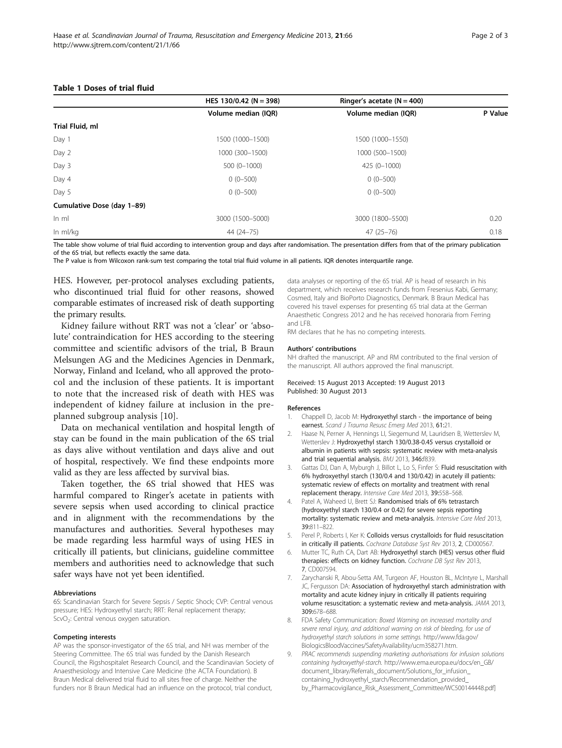**Table 1 Doses of trial fluid**

| | HES 130/0.42 (N = 398) | Ringer's acetate (N = 400) | |
|---|---|---|---|
| | Volume median (IQR) | Volume median (IQR) | P Value |
| **Trial Fluid, ml** | | | |
| Day 1 | 1500 (1000–1500) | 1500 (1000–1550) | |
| Day 2 | 1000 (300–1500) | 1000 (500–1500) | |
| Day 3 | 500 (0–1000) | 425 (0–1000) | |
| Day 4 | 0 (0–500) | 0 (0–500) | |
| Day 5 | 0 (0–500) | 0 (0–500) | |
| **Cumulative Dose (day 1–89)** | | | |
| In ml | 3000 (1500–5000) | 3000 (1800–5500) | 0.20 |
| In ml/kg | 44 (24–75) | 47 (25–76) | 0.18 |

The table show volume of trial fluid according to intervention group and days after randomisation. The presentation differs from that of the primary publication of the 6S trial, but reflects exactly the same data.
The P value is from Wilcoxon rank-sum test comparing the total trial fluid volume in all patients. IQR denotes interquartile range.

HES. However, per-protocol analyses excluding patients, who discontinued trial fluid for other reasons, showed comparable estimates of increased risk of death supporting the primary results.

Kidney failure without RRT was not a 'clear' or 'absolute' contraindication for HES according to the steering committee and scientific advisors of the trial, B Braun Melsungen AG and the Medicines Agencies in Denmark, Norway, Finland and Iceland, who all approved the protocol and the inclusion of these patients. It is important to note that the increased risk of death with HES was independent of kidney failure at inclusion in the pre-planned subgroup analysis [10].

Data on mechanical ventilation and hospital length of stay can be found in the main publication of the 6S trial as days alive without ventilation and days alive and out of hospital, respectively. We find these endpoints more valid as they are less affected by survival bias.

Taken together, the 6S trial showed that HES was harmful compared to Ringer's acetate in patients with severe sepsis when used according to clinical practice and in alignment with the recommendations by the manufactures and authorities. Several hypotheses may be made regarding less harmful ways of using HES in critically ill patients, but clinicians, guideline committee members and authorities need to acknowledge that such safer ways have not yet been identified.

#### Abbreviations

6S: Scandinavian Starch for Severe Sepsis / Septic Shock; CVP: Central venous pressure; HES: Hydroxyethyl starch; RRT: Renal replacement therapy; $ScvO_2$: Central venous oxygen saturation.

#### Competing interests

AP was the sponsor-investigator of the 6S trial, and NH was member of the Steering Committee. The 6S trial was funded by the Danish Research Council, the Rigshospitalet Research Council, and the Scandinavian Society of Anaesthesiology and Intensive Care Medicine (the ACTA Foundation). B Braun Medical delivered trial fluid to all sites free of charge. Neither the funders nor B Braun Medical had an influence on the protocol, trial conduct, data analyses or reporting of the 6S trial. AP is head of research in his department, which receives research funds from Fresenius Kabi, Germany; Cosmed, Italy and BioPorto Diagnostics, Denmark. B Braun Medical has covered his travel expenses for presenting 6S trial data at the German Anaesthetic Congress 2012 and he has received honoraria from Ferring and LFB.

RM declares that he has no competing interests.

#### Authors' contributions

NH drafted the manuscript. AP and RM contributed to the final version of the manuscript. All authors approved the final manuscript.

Received: 15 August 2013 Accepted: 19 August 2013
Published: 30 August 2013

#### References

1. Chappell D, Jacob M: **Hydroxyethyl starch - the importance of being earnest.** *Scand J Trauma Resusc Emerg Med* 2013, **61:**21.
2. Haase N, Perner A, Hennings LI, Siegemund M, Lauridsen B, Wetterslev M, Wetterslev J: **Hydroxyethyl starch 130/0.38-0.45 versus crystalloid or albumin in patients with sepsis: systematic review with meta-analysis and trial sequential analysis.** *BMJ* 2013, **346:**f839.
3. Gattas DJ, Dan A, Myburgh J, Billot L, Lo S, Finfer S: **Fluid resuscitation with 6% hydroxyethyl starch (130/0.4 and 130/0.42) in acutely ill patients: systematic review of effects on mortality and treatment with renal replacement therapy.** *Intensive Care Med* 2013, **39:**558–568.
4. Patel A, Waheed U, Brett SJ: **Randomised trials of 6% tetrastarch (hydroxyethyl starch 130/0.4 or 0.42) for severe sepsis reporting mortality: systematic review and meta-analysis.** *Intensive Care Med* 2013, **39:**811–822.
5. Perel P, Roberts I, Ker K: **Colloids versus crystalloids for fluid resuscitation in critically ill patients.** *Cochrane Database Syst Rev* 2013, **2**, CD000567.
6. Mutter TC, Ruth CA, Dart AB: **Hydroxyethyl starch (HES) versus other fluid therapies: effects on kidney function.** *Cochrane DB Syst Rev* 2013, **7**, CD007594.
7. Zarychanski R, Abou-Setta AM, Turgeon AF, Houston BL, McIntyre L, Marshall JC, Fergusson DA: **Association of hydroxyethyl starch administration with mortality and acute kidney injury in critically ill patients requiring volume resuscitation: a systematic review and meta-analysis.** *JAMA* 2013, **309:**678–688.
8. FDA Safety Communication: *Boxed Warning on increased mortality and severe renal injury, and additional warning on risk of bleeding, for use of hydroxyethyl starch solutions in some settings.* http://www.fda.gov/BiologicsBloodVaccines/SafetyAvailability/ucm358271.htm.
9. *PRAC recommends suspending marketing authorisations for infusion solutions containing hydroxyethyl-starch.* http://www.ema.europa.eu/docs/en_GB/document_library/Referrals_document/Solutions_for_infusion_containing_hydroxyethyl_starch/Recommendation_provided_by_Pharmacovigilance_Risk_Assessment_Committee/WC500144448.pdf]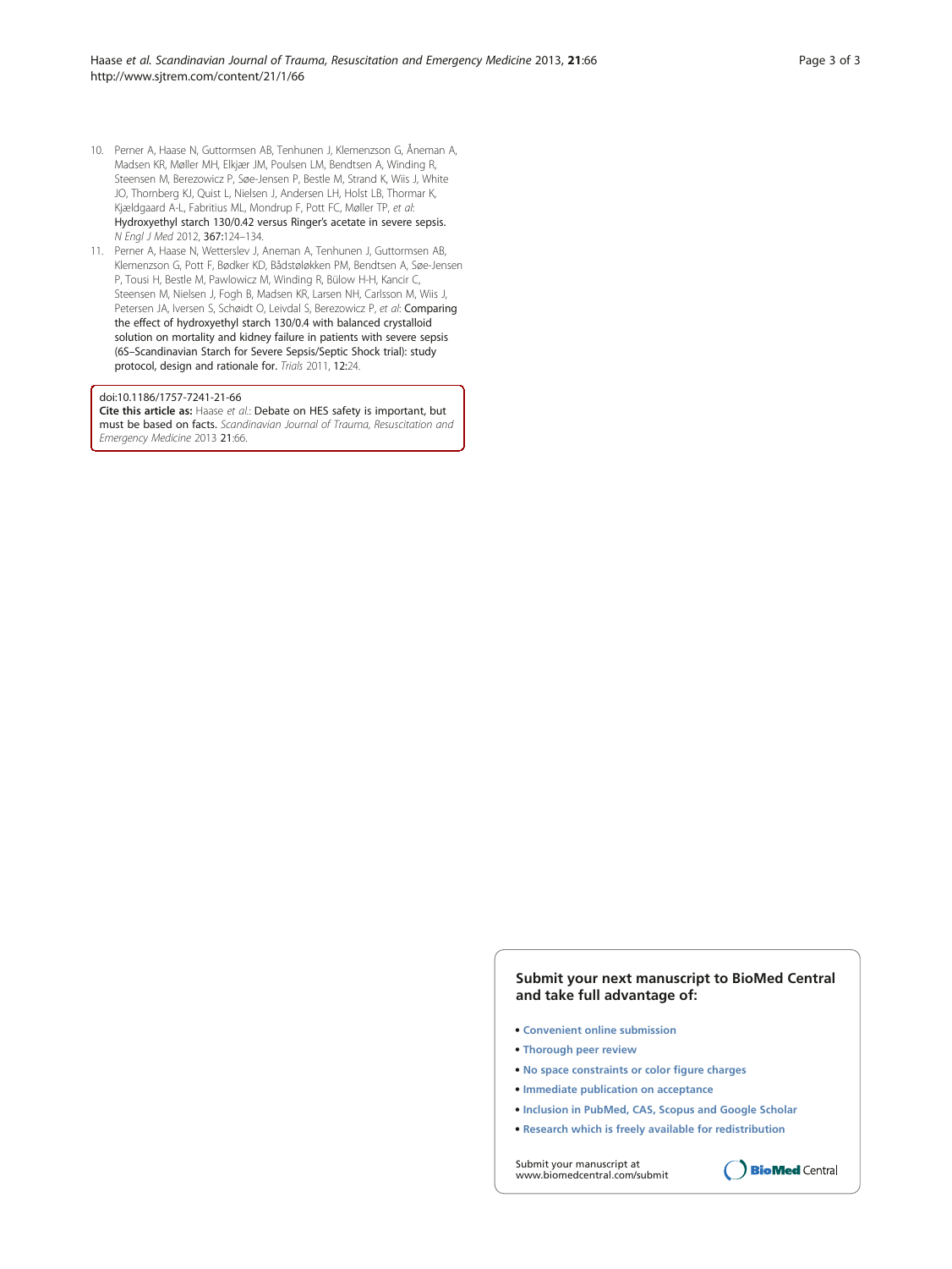10. Perner A, Haase N, Guttormsen AB, Tenhunen J, Klemenzson G, Åneman A, Madsen KR, Møller MH, Elkjær JM, Poulsen LM, Bendtsen A, Winding R, Steensen M, Berezowicz P, Søe-Jensen P, Bestle M, Strand K, Wiis J, White JO, Thornberg KJ, Quist L, Nielsen J, Andersen LH, Holst LB, Thormar K, Kjældgaard A-L, Fabritius ML, Mondrup F, Pott FC, Møller TP, *et al*: **Hydroxyethyl starch 130/0.42 versus Ringer's acetate in severe sepsis.** *N Engl J Med* 2012, **367:**124–134.
11. Perner A, Haase N, Wetterslev J, Aneman A, Tenhunen J, Guttormsen AB, Klemenzson G, Pott F, Bødker KD, Bådstøløkken PM, Bendtsen A, Søe-Jensen P, Tousi H, Bestle M, Pawlowicz M, Winding R, Bülow H-H, Kancir C, Steensen M, Nielsen J, Fogh B, Madsen KR, Larsen NH, Carlsson M, Wiis J, Petersen JA, Iversen S, Schøidt O, Leivdal S, Berezowicz P, *et al*: **Comparing the effect of hydroxyethyl starch 130/0.4 with balanced crystalloid solution on mortality and kidney failure in patients with severe sepsis (6S–Scandinavian Starch for Severe Sepsis/Septic Shock trial): study protocol, design and rationale for.** *Trials* 2011, **12:**24.

doi:10.1186/1757-7241-21-66

**Cite this article as:** Haase *et al.*: Debate on HES safety is important, but must be based on facts. *Scandinavian Journal of Trauma, Resuscitation and Emergency Medicine* 2013 **21**:66.

**Submit your next manuscript to BioMed Central and take full advantage of:**

- **Convenient online submission**
- **Thorough peer review**
- **No space constraints or color figure charges**
- **Immediate publication on acceptance**
- **Inclusion in PubMed, CAS, Scopus and Google Scholar**
- **Research which is freely available for redistribution**

Submit your manuscript at
www.biomedcentral.com/submit

BioMed Central